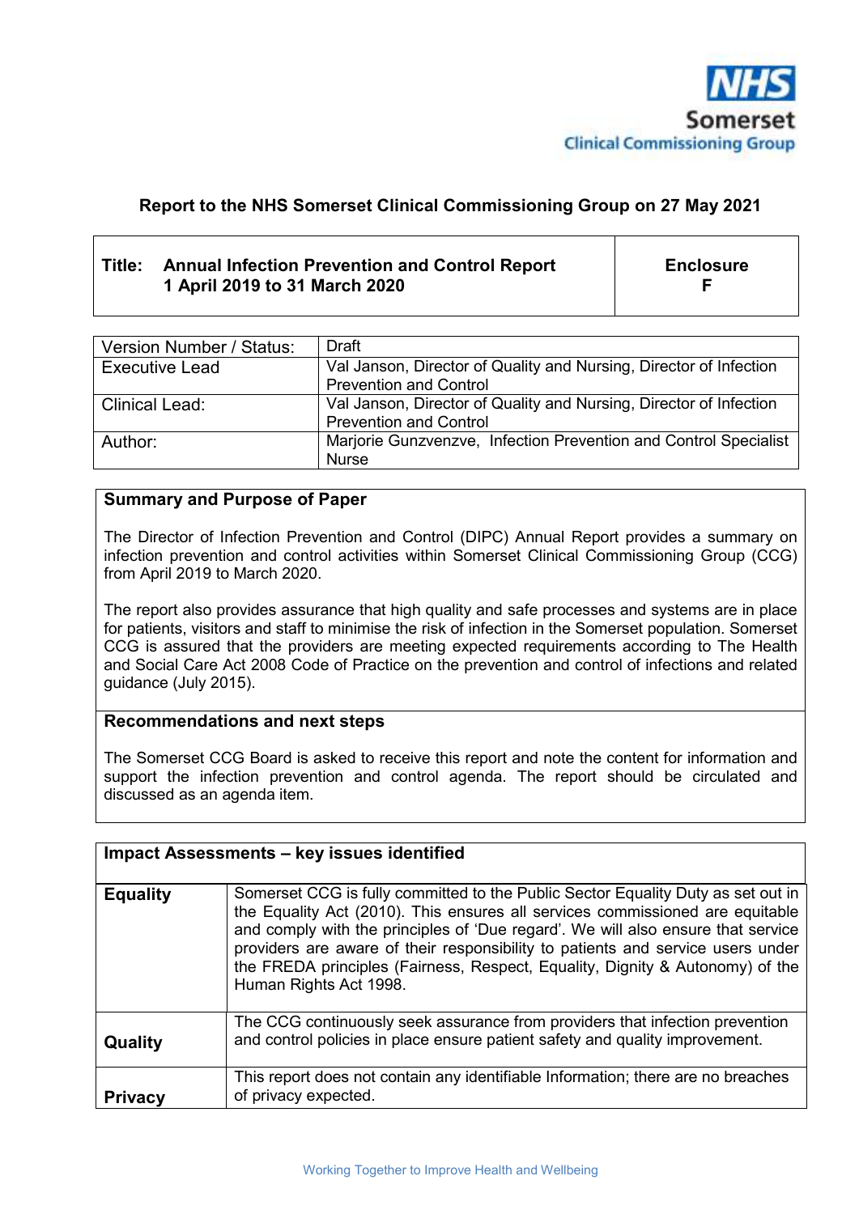NHS Somerset Clinical Commissioning Group

**Report to the NHS Somerset Clinical Commissioning Group on 27 May 2021**

| **Title: Annual Infection Prevention and Control Report 1 April 2019 to 31 March 2020** | **Enclosure F** |
|---|---|

| | |
|---|---|
| Version Number / Status: | Draft |
| Executive Lead | Val Janson, Director of Quality and Nursing, Director of Infection Prevention and Control |
| Clinical Lead: | Val Janson, Director of Quality and Nursing, Director of Infection Prevention and Control |
| Author: | Marjorie Gunzvenzve, Infection Prevention and Control Specialist Nurse |

## Summary and Purpose of Paper

The Director of Infection Prevention and Control (DIPC) Annual Report provides a summary on infection prevention and control activities within Somerset Clinical Commissioning Group (CCG) from April 2019 to March 2020.

The report also provides assurance that high quality and safe processes and systems are in place for patients, visitors and staff to minimise the risk of infection in the Somerset population. Somerset CCG is assured that the providers are meeting expected requirements according to The Health and Social Care Act 2008 Code of Practice on the prevention and control of infections and related guidance (July 2015).

## Recommendations and next steps

The Somerset CCG Board is asked to receive this report and note the content for information and support the infection prevention and control agenda. The report should be circulated and discussed as an agenda item.

| **Impact Assessments – key issues identified** | |
|---|---|
| **Equality** | Somerset CCG is fully committed to the Public Sector Equality Duty as set out in the Equality Act (2010). This ensures all services commissioned are equitable and comply with the principles of 'Due regard'. We will also ensure that service providers are aware of their responsibility to patients and service users under the FREDA principles (Fairness, Respect, Equality, Dignity & Autonomy) of the Human Rights Act 1998. |
| **Quality** | The CCG continuously seek assurance from providers that infection prevention and control policies in place ensure patient safety and quality improvement. |
| **Privacy** | This report does not contain any identifiable Information; there are no breaches of privacy expected. |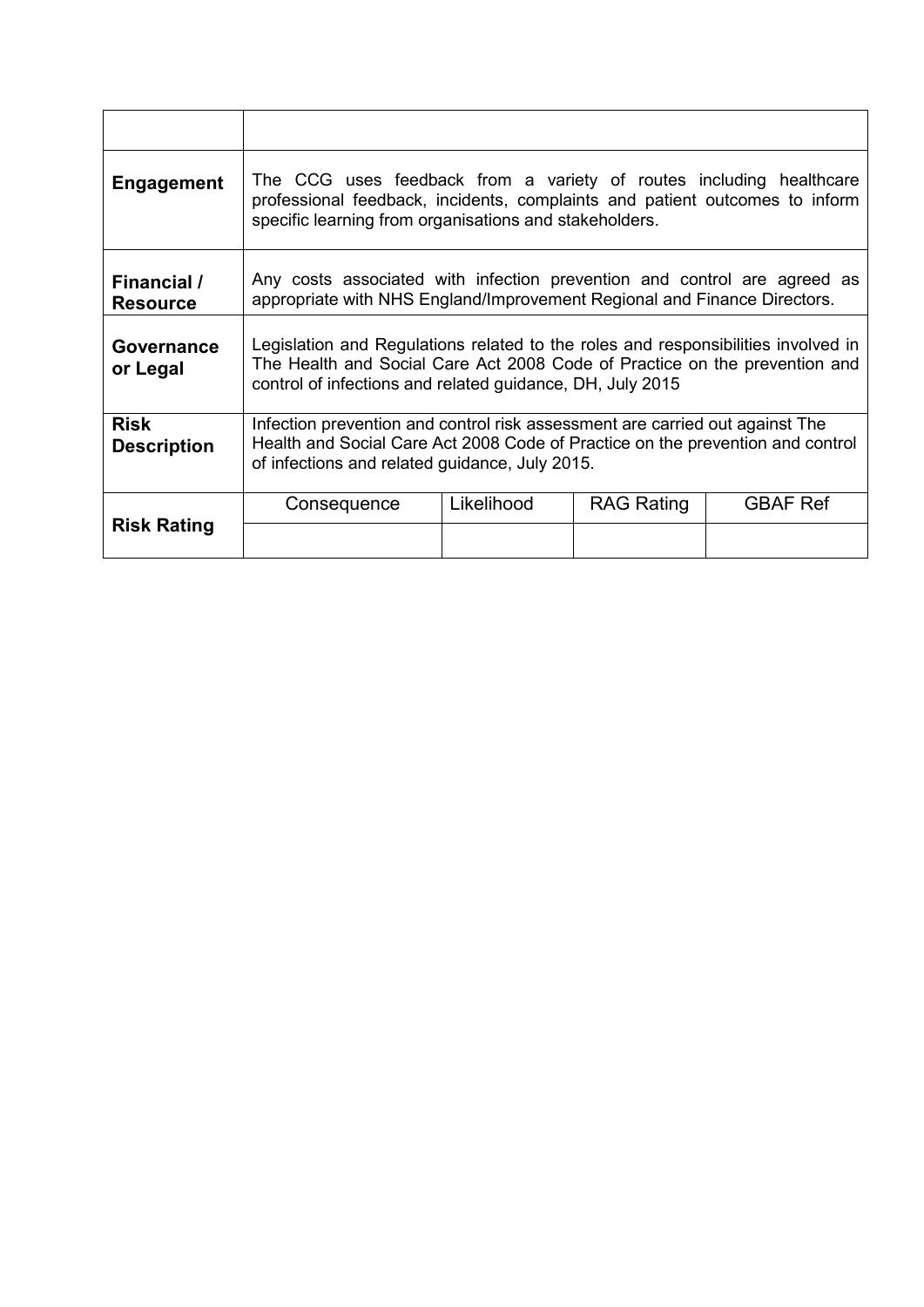| | | | | |
|---|---|---|---|---|
| **Engagement** | The CCG uses feedback from a variety of routes including healthcare professional feedback, incidents, complaints and patient outcomes to inform specific learning from organisations and stakeholders. | | | |
| **Financial / Resource** | Any costs associated with infection prevention and control are agreed as appropriate with NHS England/Improvement Regional and Finance Directors. | | | |
| **Governance or Legal** | Legislation and Regulations related to the roles and responsibilities involved in The Health and Social Care Act 2008 Code of Practice on the prevention and control of infections and related guidance, DH, July 2015 | | | |
| **Risk Description** | Infection prevention and control risk assessment are carried out against The Health and Social Care Act 2008 Code of Practice on the prevention and control of infections and related guidance, July 2015. | | | |
| **Risk Rating** | Consequence | Likelihood | RAG Rating | GBAF Ref |
| | | | | |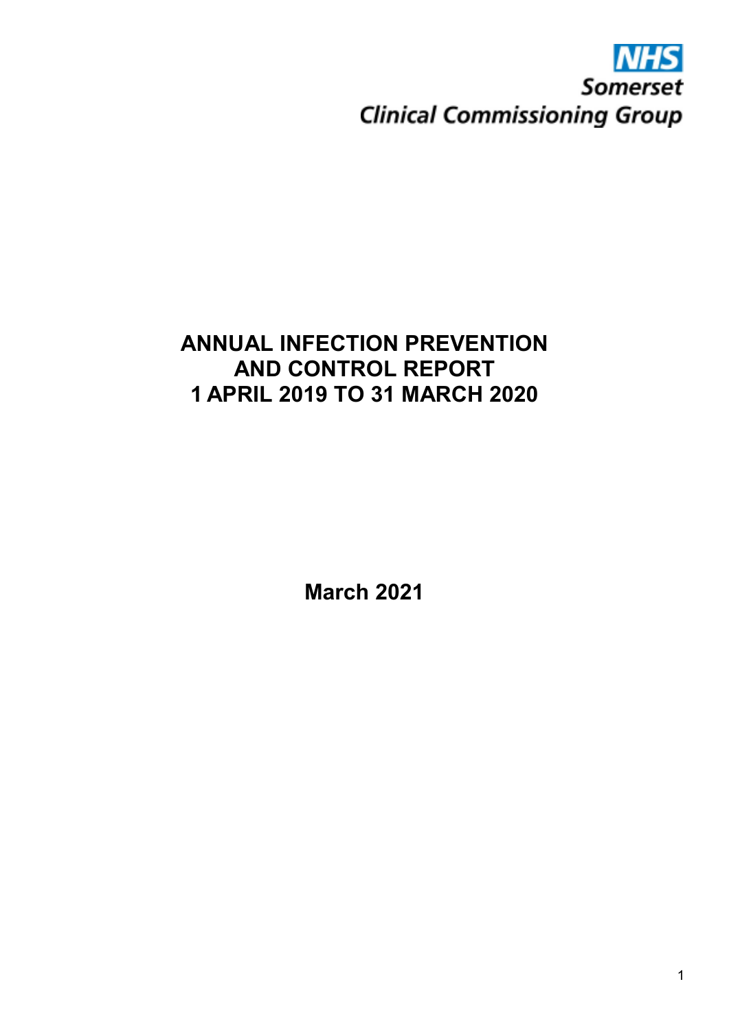NHS
Somerset
Clinical Commissioning Group

# ANNUAL INFECTION PREVENTION AND CONTROL REPORT
# 1 APRIL 2019 TO 31 MARCH 2020

**March 2021**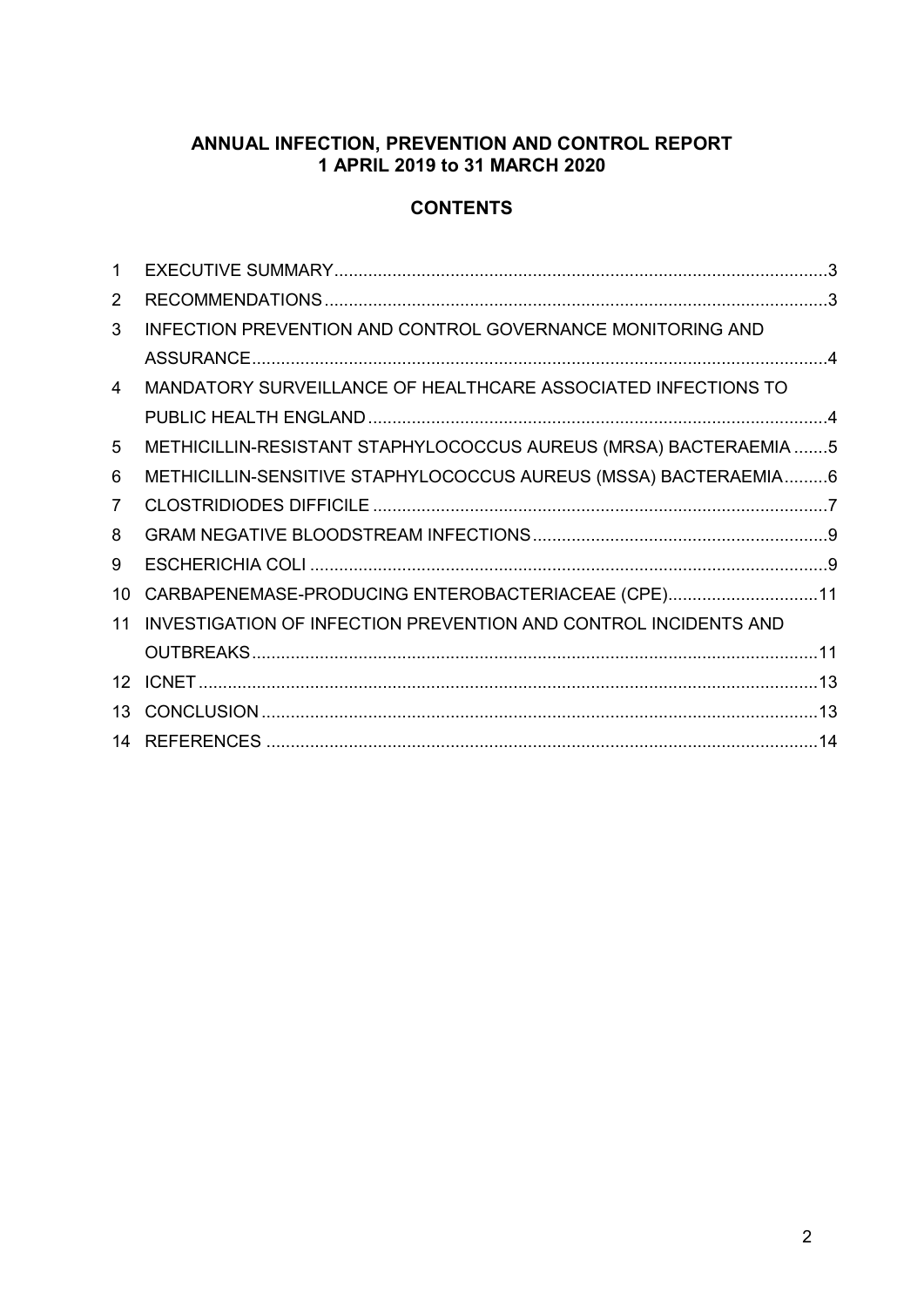# ANNUAL INFECTION, PREVENTION AND CONTROL REPORT
# 1 APRIL 2019 to 31 MARCH 2020

## CONTENTS

| | | |
|---|---|---|
| 1 | EXECUTIVE SUMMARY | 3 |
| 2 | RECOMMENDATIONS | 3 |
| 3 | INFECTION PREVENTION AND CONTROL GOVERNANCE MONITORING AND ASSURANCE | 4 |
| 4 | MANDATORY SURVEILLANCE OF HEALTHCARE ASSOCIATED INFECTIONS TO PUBLIC HEALTH ENGLAND | 4 |
| 5 | METHICILLIN-RESISTANT STAPHYLOCOCCUS AUREUS (MRSA) BACTERAEMIA | 5 |
| 6 | METHICILLIN-SENSITIVE STAPHYLOCOCCUS AUREUS (MSSA) BACTERAEMIA | 6 |
| 7 | CLOSTRIDIODES DIFFICILE | 7 |
| 8 | GRAM NEGATIVE BLOODSTREAM INFECTIONS | 9 |
| 9 | ESCHERICHIA COLI | 9 |
| 10 | CARBAPENEMASE-PRODUCING ENTEROBACTERIACEAE (CPE) | 11 |
| 11 | INVESTIGATION OF INFECTION PREVENTION AND CONTROL INCIDENTS AND OUTBREAKS | 11 |
| 12 | ICNET | 13 |
| 13 | CONCLUSION | 13 |
| 14 | REFERENCES | 14 |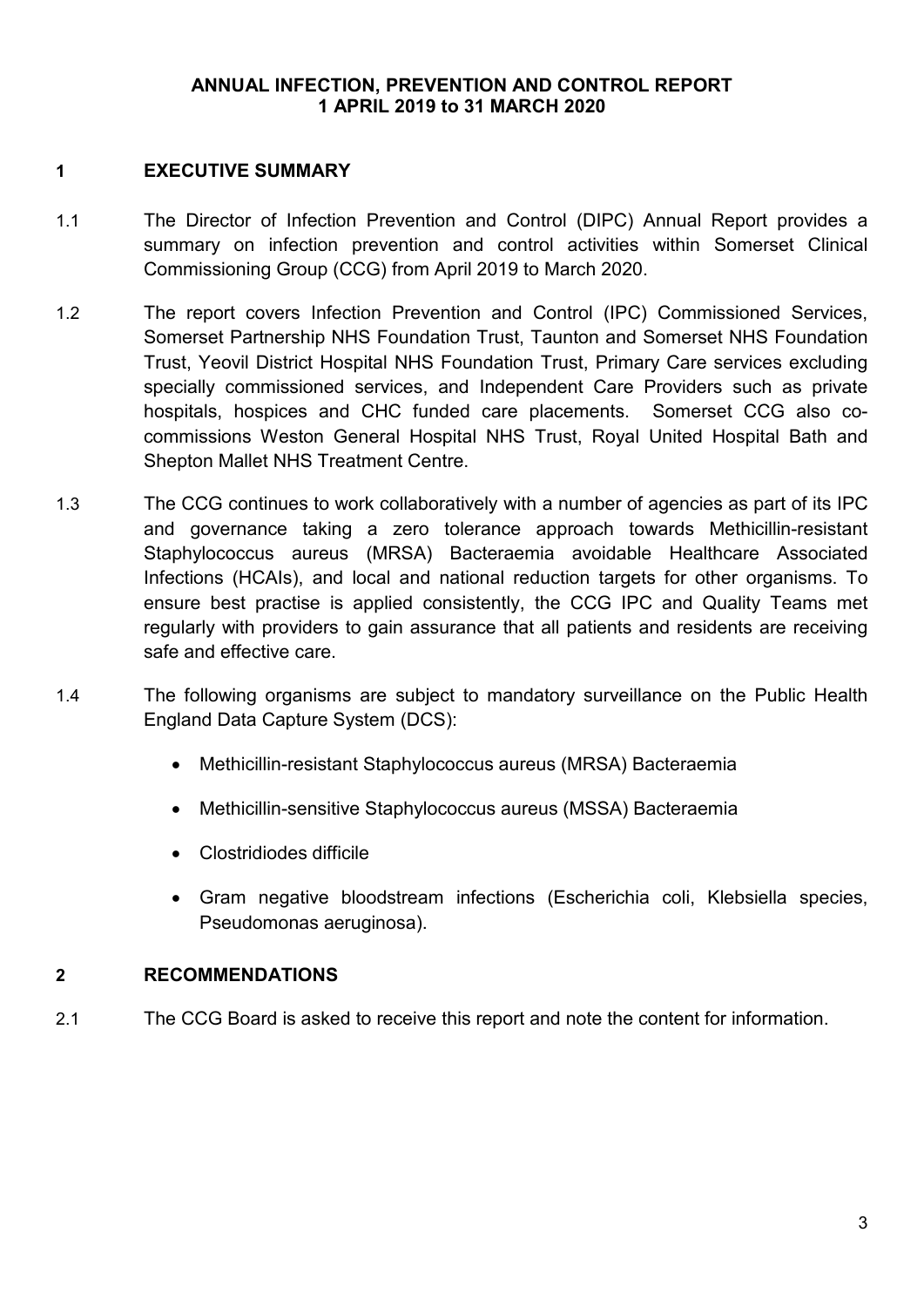**ANNUAL INFECTION, PREVENTION AND CONTROL REPORT**
**1 APRIL 2019 to 31 MARCH 2020**

## 1 EXECUTIVE SUMMARY

1.1 The Director of Infection Prevention and Control (DIPC) Annual Report provides a summary on infection prevention and control activities within Somerset Clinical Commissioning Group (CCG) from April 2019 to March 2020.

1.2 The report covers Infection Prevention and Control (IPC) Commissioned Services, Somerset Partnership NHS Foundation Trust, Taunton and Somerset NHS Foundation Trust, Yeovil District Hospital NHS Foundation Trust, Primary Care services excluding specially commissioned services, and Independent Care Providers such as private hospitals, hospices and CHC funded care placements. Somerset CCG also co-commissions Weston General Hospital NHS Trust, Royal United Hospital Bath and Shepton Mallet NHS Treatment Centre.

1.3 The CCG continues to work collaboratively with a number of agencies as part of its IPC and governance taking a zero tolerance approach towards Methicillin-resistant Staphylococcus aureus (MRSA) Bacteraemia avoidable Healthcare Associated Infections (HCAIs), and local and national reduction targets for other organisms. To ensure best practise is applied consistently, the CCG IPC and Quality Teams met regularly with providers to gain assurance that all patients and residents are receiving safe and effective care.

1.4 The following organisms are subject to mandatory surveillance on the Public Health England Data Capture System (DCS):

- Methicillin-resistant Staphylococcus aureus (MRSA) Bacteraemia
- Methicillin-sensitive Staphylococcus aureus (MSSA) Bacteraemia
- Clostridiodes difficile
- Gram negative bloodstream infections (Escherichia coli, Klebsiella species, Pseudomonas aeruginosa).

## 2 RECOMMENDATIONS

2.1 The CCG Board is asked to receive this report and note the content for information.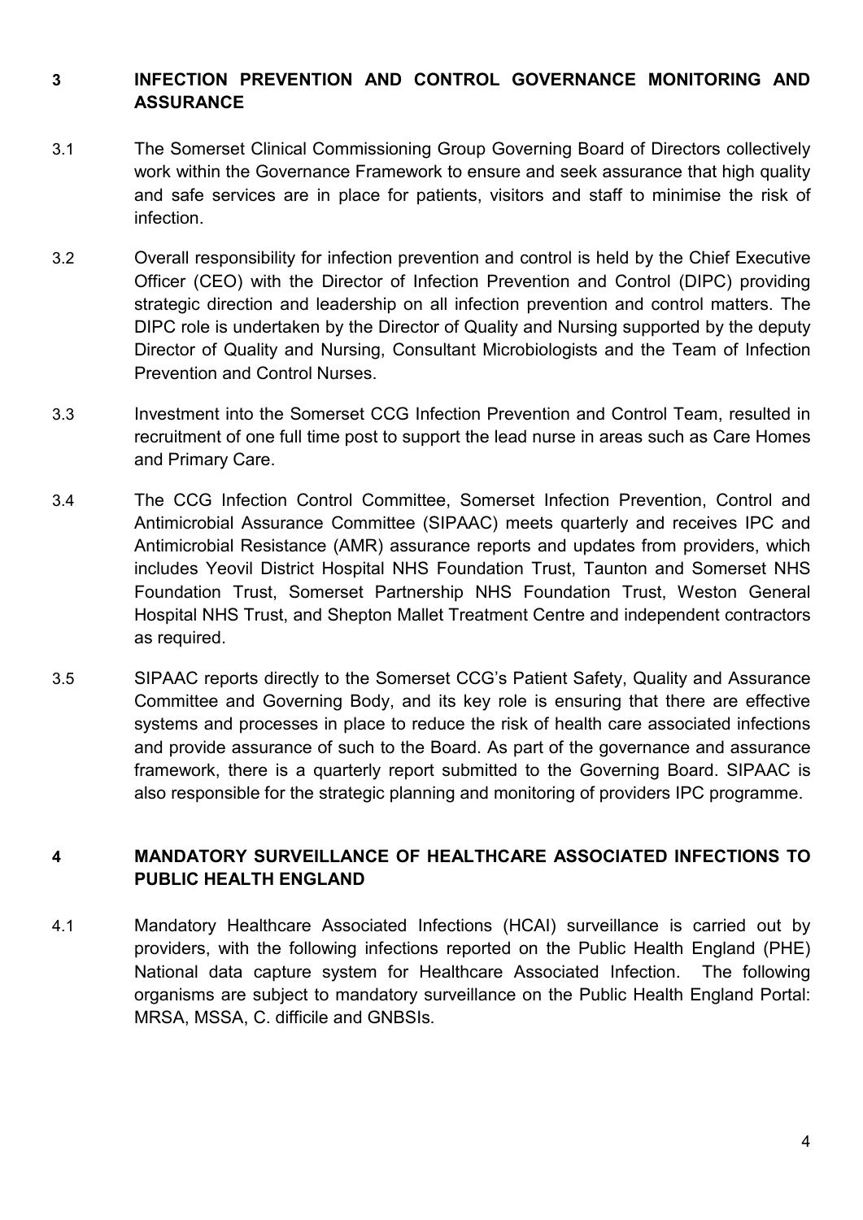## 3 INFECTION PREVENTION AND CONTROL GOVERNANCE MONITORING AND ASSURANCE

3.1 The Somerset Clinical Commissioning Group Governing Board of Directors collectively work within the Governance Framework to ensure and seek assurance that high quality and safe services are in place for patients, visitors and staff to minimise the risk of infection.

3.2 Overall responsibility for infection prevention and control is held by the Chief Executive Officer (CEO) with the Director of Infection Prevention and Control (DIPC) providing strategic direction and leadership on all infection prevention and control matters. The DIPC role is undertaken by the Director of Quality and Nursing supported by the deputy Director of Quality and Nursing, Consultant Microbiologists and the Team of Infection Prevention and Control Nurses.

3.3 Investment into the Somerset CCG Infection Prevention and Control Team, resulted in recruitment of one full time post to support the lead nurse in areas such as Care Homes and Primary Care.

3.4 The CCG Infection Control Committee, Somerset Infection Prevention, Control and Antimicrobial Assurance Committee (SIPAAC) meets quarterly and receives IPC and Antimicrobial Resistance (AMR) assurance reports and updates from providers, which includes Yeovil District Hospital NHS Foundation Trust, Taunton and Somerset NHS Foundation Trust, Somerset Partnership NHS Foundation Trust, Weston General Hospital NHS Trust, and Shepton Mallet Treatment Centre and independent contractors as required.

3.5 SIPAAC reports directly to the Somerset CCG's Patient Safety, Quality and Assurance Committee and Governing Body, and its key role is ensuring that there are effective systems and processes in place to reduce the risk of health care associated infections and provide assurance of such to the Board. As part of the governance and assurance framework, there is a quarterly report submitted to the Governing Board. SIPAAC is also responsible for the strategic planning and monitoring of providers IPC programme.

## 4 MANDATORY SURVEILLANCE OF HEALTHCARE ASSOCIATED INFECTIONS TO PUBLIC HEALTH ENGLAND

4.1 Mandatory Healthcare Associated Infections (HCAI) surveillance is carried out by providers, with the following infections reported on the Public Health England (PHE) National data capture system for Healthcare Associated Infection. The following organisms are subject to mandatory surveillance on the Public Health England Portal: MRSA, MSSA, C. difficile and GNBSIs.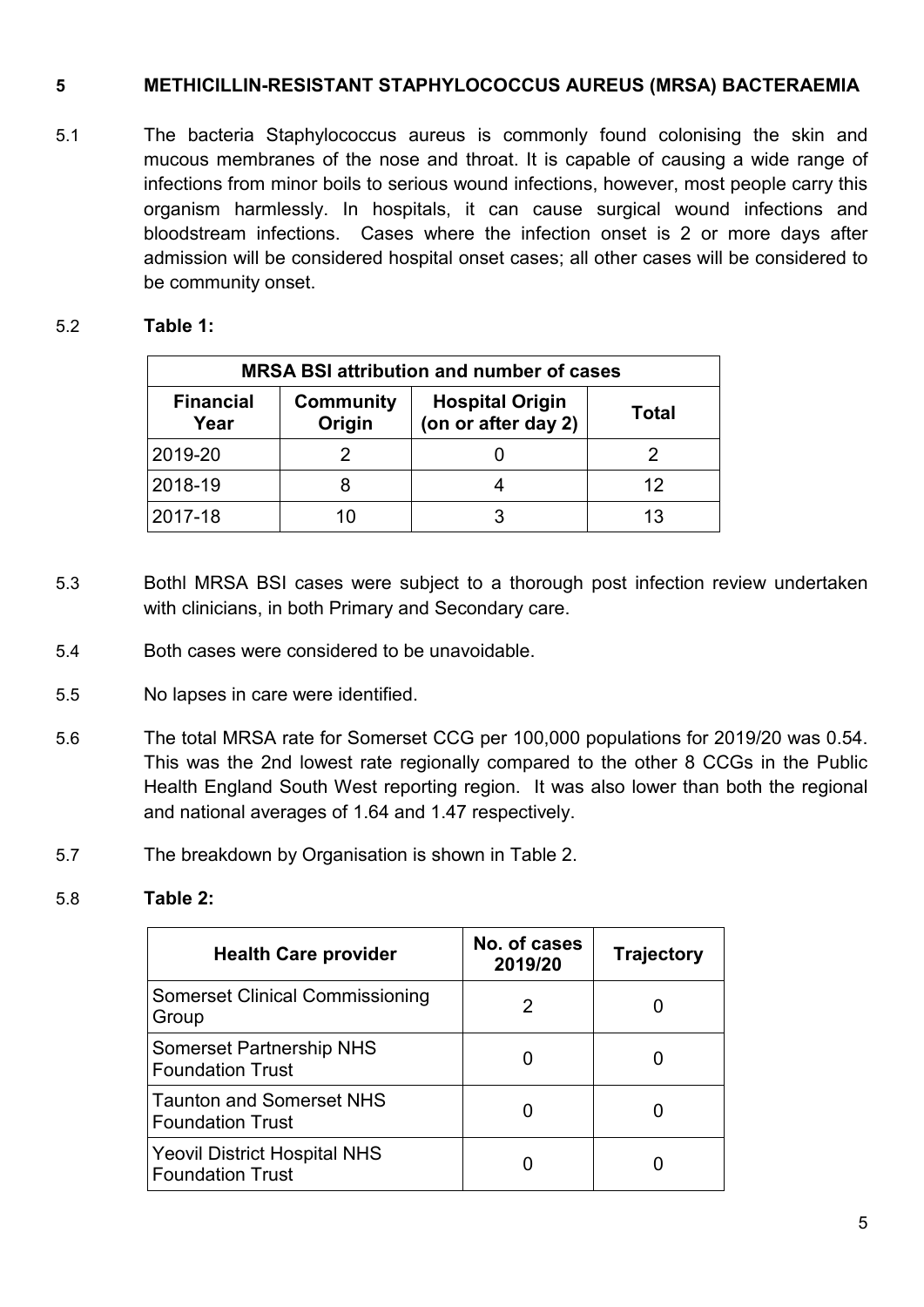## 5 METHICILLIN-RESISTANT STAPHYLOCOCCUS AUREUS (MRSA) BACTERAEMIA

5.1 The bacteria Staphylococcus aureus is commonly found colonising the skin and mucous membranes of the nose and throat. It is capable of causing a wide range of infections from minor boils to serious wound infections, however, most people carry this organism harmlessly. In hospitals, it can cause surgical wound infections and bloodstream infections. Cases where the infection onset is 2 or more days after admission will be considered hospital onset cases; all other cases will be considered to be community onset.

5.2 **Table 1:**

| MRSA BSI attribution and number of cases | | | |
|---|---|---|---|
| **Financial Year** | **Community Origin** | **Hospital Origin (on or after day 2)** | **Total** |
| 2019-20 | 2 | 0 | 2 |
| 2018-19 | 8 | 4 | 12 |
| 2017-18 | 10 | 3 | 13 |

5.3 Bothl MRSA BSI cases were subject to a thorough post infection review undertaken with clinicians, in both Primary and Secondary care.

5.4 Both cases were considered to be unavoidable.

5.5 No lapses in care were identified.

5.6 The total MRSA rate for Somerset CCG per 100,000 populations for 2019/20 was 0.54. This was the 2nd lowest rate regionally compared to the other 8 CCGs in the Public Health England South West reporting region. It was also lower than both the regional and national averages of 1.64 and 1.47 respectively.

5.7 The breakdown by Organisation is shown in Table 2.

5.8 **Table 2:**

| Health Care provider | No. of cases 2019/20 | Trajectory |
|---|---|---|
| Somerset Clinical Commissioning Group | 2 | 0 |
| Somerset Partnership NHS Foundation Trust | 0 | 0 |
| Taunton and Somerset NHS Foundation Trust | 0 | 0 |
| Yeovil District Hospital NHS Foundation Trust | 0 | 0 |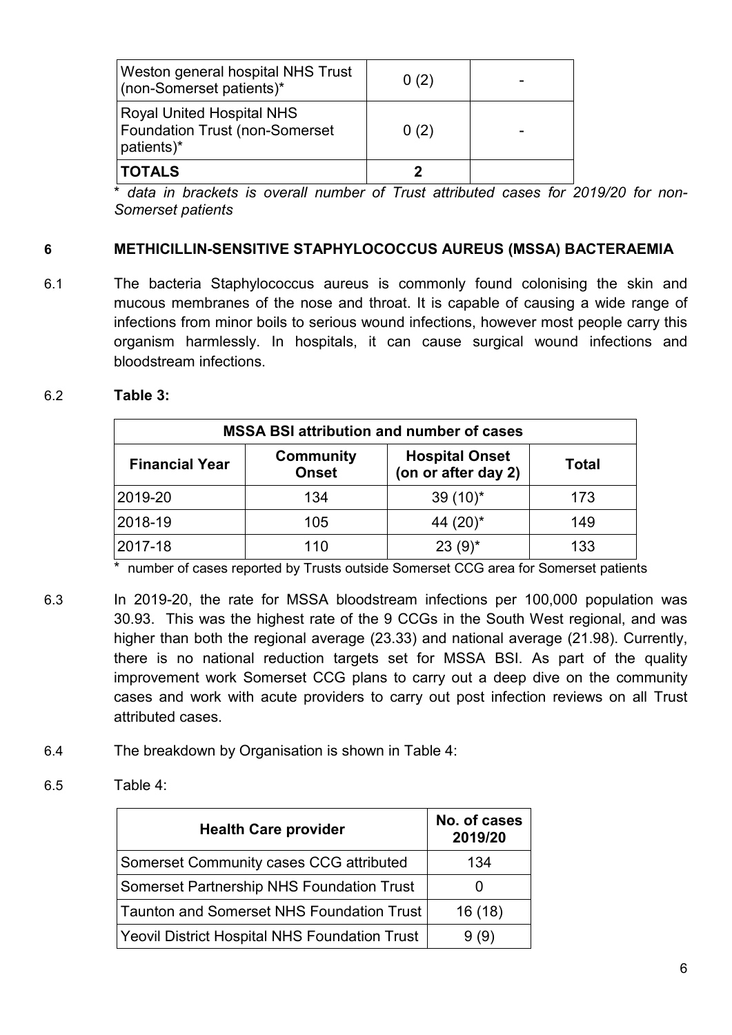| Weston general hospital NHS Trust (non-Somerset patients)* | 0 (2) | - |
|---|---|---|
| Royal United Hospital NHS Foundation Trust (non-Somerset patients)* | 0 (2) | - |
| **TOTALS** | **2** | |

*\* data in brackets is overall number of Trust attributed cases for 2019/20 for non-Somerset patients*

## 6 METHICILLIN-SENSITIVE STAPHYLOCOCCUS AUREUS (MSSA) BACTERAEMIA

6.1 The bacteria Staphylococcus aureus is commonly found colonising the skin and mucous membranes of the nose and throat. It is capable of causing a wide range of infections from minor boils to serious wound infections, however most people carry this organism harmlessly. In hospitals, it can cause surgical wound infections and bloodstream infections.

6.2 **Table 3:**

| **MSSA BSI attribution and number of cases** | | | |
|---|---|---|---|
| **Financial Year** | **Community Onset** | **Hospital Onset (on or after day 2)** | **Total** |
| 2019-20 | 134 | 39 (10)* | 173 |
| 2018-19 | 105 | 44 (20)* | 149 |
| 2017-18 | 110 | 23 (9)* | 133 |

\* number of cases reported by Trusts outside Somerset CCG area for Somerset patients

6.3 In 2019-20, the rate for MSSA bloodstream infections per 100,000 population was 30.93. This was the highest rate of the 9 CCGs in the South West regional, and was higher than both the regional average (23.33) and national average (21.98). Currently, there is no national reduction targets set for MSSA BSI. As part of the quality improvement work Somerset CCG plans to carry out a deep dive on the community cases and work with acute providers to carry out post infection reviews on all Trust attributed cases.

6.4 The breakdown by Organisation is shown in Table 4:

6.5 Table 4:

| **Health Care provider** | **No. of cases 2019/20** |
|---|---|
| Somerset Community cases CCG attributed | 134 |
| Somerset Partnership NHS Foundation Trust | 0 |
| Taunton and Somerset NHS Foundation Trust | 16 (18) |
| Yeovil District Hospital NHS Foundation Trust | 9 (9) |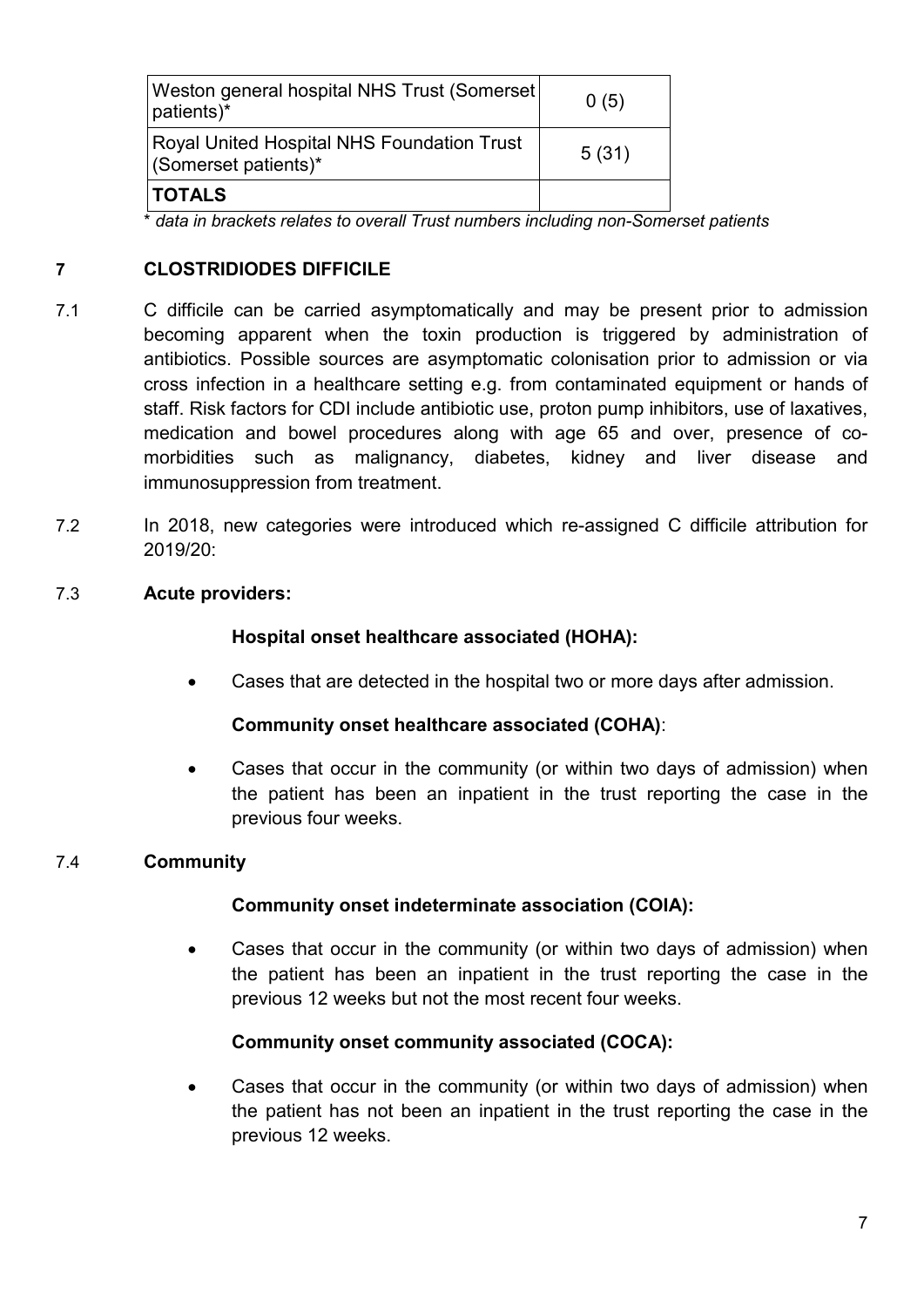| Weston general hospital NHS Trust (Somerset patients)* | 0 (5) |
| --- | --- |
| Royal United Hospital NHS Foundation Trust (Somerset patients)* | 5 (31) |
| **TOTALS** | |

\* *data in brackets relates to overall Trust numbers including non-Somerset patients*

## 7 CLOSTRIDIODES DIFFICILE

7.1 C difficile can be carried asymptomatically and may be present prior to admission becoming apparent when the toxin production is triggered by administration of antibiotics. Possible sources are asymptomatic colonisation prior to admission or via cross infection in a healthcare setting e.g. from contaminated equipment or hands of staff. Risk factors for CDI include antibiotic use, proton pump inhibitors, use of laxatives, medication and bowel procedures along with age 65 and over, presence of co-morbidities such as malignancy, diabetes, kidney and liver disease and immunosuppression from treatment.

7.2 In 2018, new categories were introduced which re-assigned C difficile attribution for 2019/20:

7.3 **Acute providers:**

**Hospital onset healthcare associated (HOHA):**

- Cases that are detected in the hospital two or more days after admission.

**Community onset healthcare associated (COHA)**:

- Cases that occur in the community (or within two days of admission) when the patient has been an inpatient in the trust reporting the case in the previous four weeks.

7.4 **Community**

**Community onset indeterminate association (COIA):**

- Cases that occur in the community (or within two days of admission) when the patient has been an inpatient in the trust reporting the case in the previous 12 weeks but not the most recent four weeks.

**Community onset community associated (COCA):**

- Cases that occur in the community (or within two days of admission) when the patient has not been an inpatient in the trust reporting the case in the previous 12 weeks.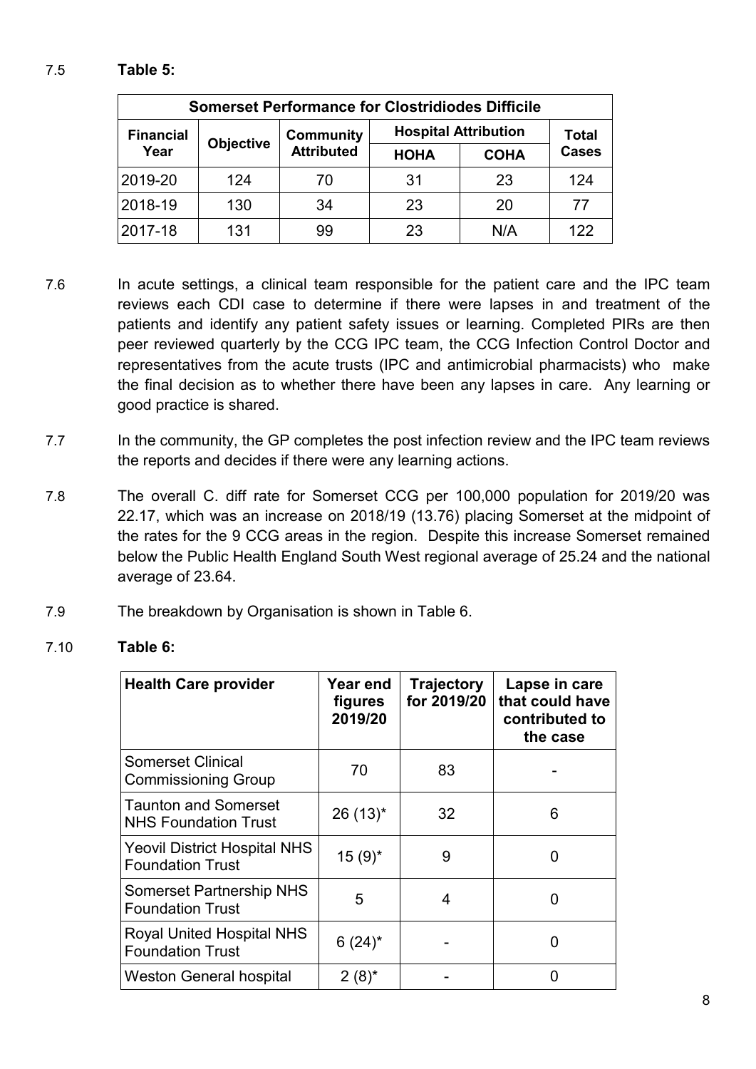7.5 **Table 5:**

| Somerset Performance for Clostridiodes Difficile | | | | | |
|---|---|---|---|---|---|
| Financial Year | Objective | Community Attributed | Hospital Attribution | | Total Cases |
| | | | HOHA | COHA | |
| 2019-20 | 124 | 70 | 31 | 23 | 124 |
| 2018-19 | 130 | 34 | 23 | 20 | 77 |
| 2017-18 | 131 | 99 | 23 | N/A | 122 |

7.6 In acute settings, a clinical team responsible for the patient care and the IPC team reviews each CDI case to determine if there were lapses in and treatment of the patients and identify any patient safety issues or learning. Completed PIRs are then peer reviewed quarterly by the CCG IPC team, the CCG Infection Control Doctor and representatives from the acute trusts (IPC and antimicrobial pharmacists) who make the final decision as to whether there have been any lapses in care. Any learning or good practice is shared.

7.7 In the community, the GP completes the post infection review and the IPC team reviews the reports and decides if there were any learning actions.

7.8 The overall C. diff rate for Somerset CCG per 100,000 population for 2019/20 was 22.17, which was an increase on 2018/19 (13.76) placing Somerset at the midpoint of the rates for the 9 CCG areas in the region. Despite this increase Somerset remained below the Public Health England South West regional average of 25.24 and the national average of 23.64.

7.9 The breakdown by Organisation is shown in Table 6.

7.10 **Table 6:**

| Health Care provider | Year end figures 2019/20 | Trajectory for 2019/20 | Lapse in care that could have contributed to the case |
|---|---|---|---|
| Somerset Clinical Commissioning Group | 70 | 83 | - |
| Taunton and Somerset NHS Foundation Trust | 26 (13)* | 32 | 6 |
| Yeovil District Hospital NHS Foundation Trust | 15 (9)* | 9 | 0 |
| Somerset Partnership NHS Foundation Trust | 5 | 4 | 0 |
| Royal United Hospital NHS Foundation Trust | 6 (24)* | - | 0 |
| Weston General hospital | 2 (8)* | - | 0 |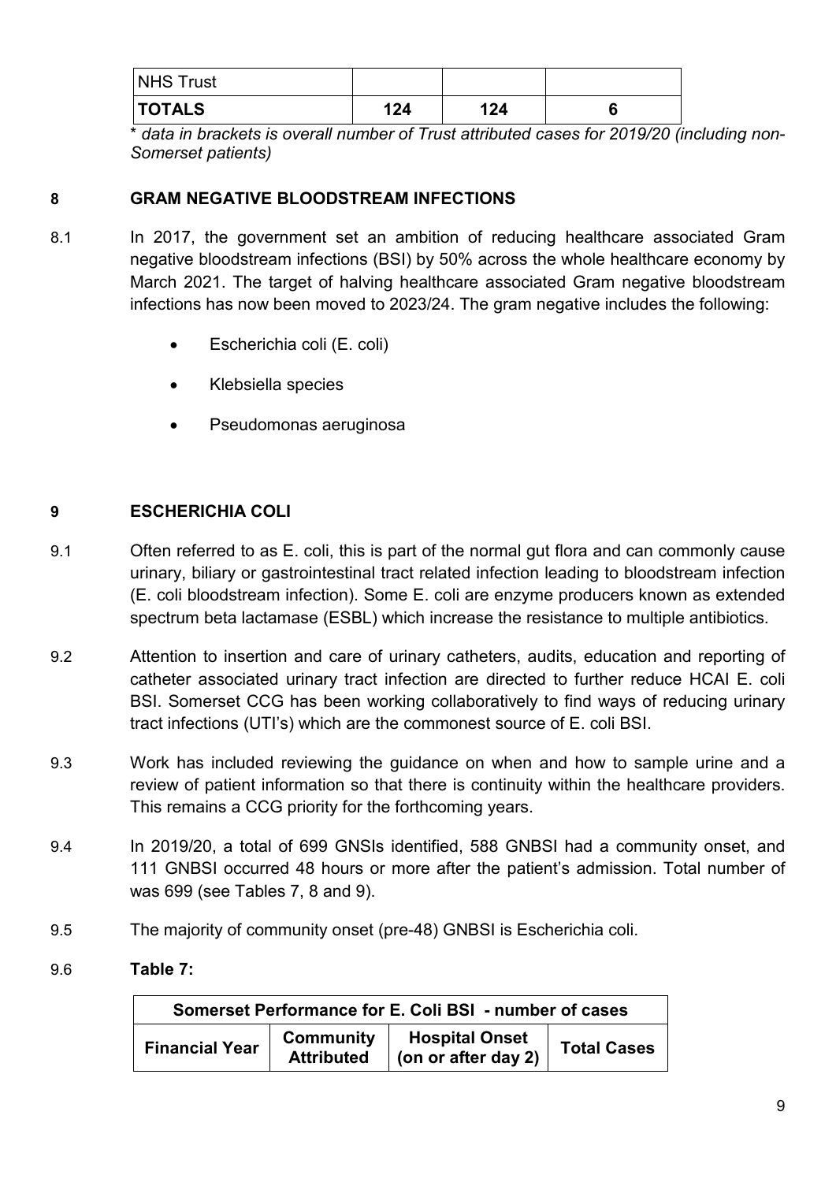| NHS Trust | | | |
|---|---|---|---|
| **TOTALS** | **124** | **124** | **6** |

*\* data in brackets is overall number of Trust attributed cases for 2019/20 (including non-Somerset patients)*

## 8 GRAM NEGATIVE BLOODSTREAM INFECTIONS

8.1 In 2017, the government set an ambition of reducing healthcare associated Gram negative bloodstream infections (BSI) by 50% across the whole healthcare economy by March 2021. The target of halving healthcare associated Gram negative bloodstream infections has now been moved to 2023/24. The gram negative includes the following:

- Escherichia coli (E. coli)
- Klebsiella species
- Pseudomonas aeruginosa

## 9 ESCHERICHIA COLI

9.1 Often referred to as E. coli, this is part of the normal gut flora and can commonly cause urinary, biliary or gastrointestinal tract related infection leading to bloodstream infection (E. coli bloodstream infection). Some E. coli are enzyme producers known as extended spectrum beta lactamase (ESBL) which increase the resistance to multiple antibiotics.

9.2 Attention to insertion and care of urinary catheters, audits, education and reporting of catheter associated urinary tract infection are directed to further reduce HCAI E. coli BSI. Somerset CCG has been working collaboratively to find ways of reducing urinary tract infections (UTI's) which are the commonest source of E. coli BSI.

9.3 Work has included reviewing the guidance on when and how to sample urine and a review of patient information so that there is continuity within the healthcare providers. This remains a CCG priority for the forthcoming years.

9.4 In 2019/20, a total of 699 GNSIs identified, 588 GNBSI had a community onset, and 111 GNBSI occurred 48 hours or more after the patient's admission. Total number of was 699 (see Tables 7, 8 and 9).

9.5 The majority of community onset (pre-48) GNBSI is Escherichia coli.

9.6 **Table 7:**

| Somerset Performance for E. Coli BSI - number of cases | | | |
|---|---|---|---|
| **Financial Year** | **Community Attributed** | **Hospital Onset (on or after day 2)** | **Total Cases** |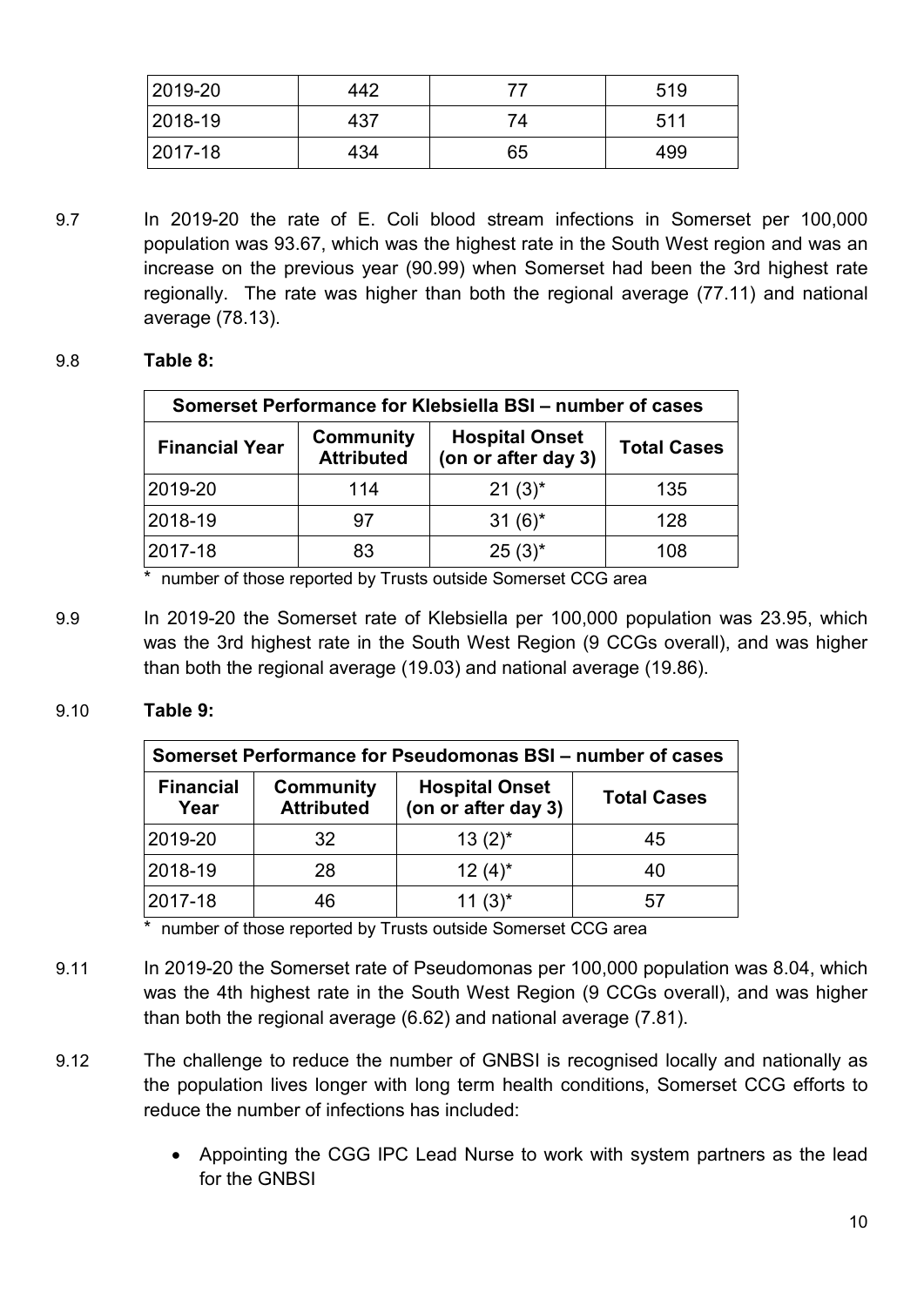| 2019-20 | 442 | 77 | 519 |
|---|---|---|---|
| 2018-19 | 437 | 74 | 511 |
| 2017-18 | 434 | 65 | 499 |

9.7 In 2019-20 the rate of E. Coli blood stream infections in Somerset per 100,000 population was 93.67, which was the highest rate in the South West region and was an increase on the previous year (90.99) when Somerset had been the 3rd highest rate regionally. The rate was higher than both the regional average (77.11) and national average (78.13).

9.8 **Table 8:**

| Somerset Performance for Klebsiella BSI – number of cases | | | |
|---|---|---|---|
| **Financial Year** | **Community Attributed** | **Hospital Onset (on or after day 3)** | **Total Cases** |
| 2019-20 | 114 | 21 (3)* | 135 |
| 2018-19 | 97 | 31 (6)* | 128 |
| 2017-18 | 83 | 25 (3)* | 108 |

\* number of those reported by Trusts outside Somerset CCG area

9.9 In 2019-20 the Somerset rate of Klebsiella per 100,000 population was 23.95, which was the 3rd highest rate in the South West Region (9 CCGs overall), and was higher than both the regional average (19.03) and national average (19.86).

9.10 **Table 9:**

| Somerset Performance for Pseudomonas BSI – number of cases | | | |
|---|---|---|---|
| **Financial Year** | **Community Attributed** | **Hospital Onset (on or after day 3)** | **Total Cases** |
| 2019-20 | 32 | 13 (2)* | 45 |
| 2018-19 | 28 | 12 (4)* | 40 |
| 2017-18 | 46 | 11 (3)* | 57 |

\* number of those reported by Trusts outside Somerset CCG area

9.11 In 2019-20 the Somerset rate of Pseudomonas per 100,000 population was 8.04, which was the 4th highest rate in the South West Region (9 CCGs overall), and was higher than both the regional average (6.62) and national average (7.81).

9.12 The challenge to reduce the number of GNBSI is recognised locally and nationally as the population lives longer with long term health conditions, Somerset CCG efforts to reduce the number of infections has included:

- Appointing the CGG IPC Lead Nurse to work with system partners as the lead for the GNBSI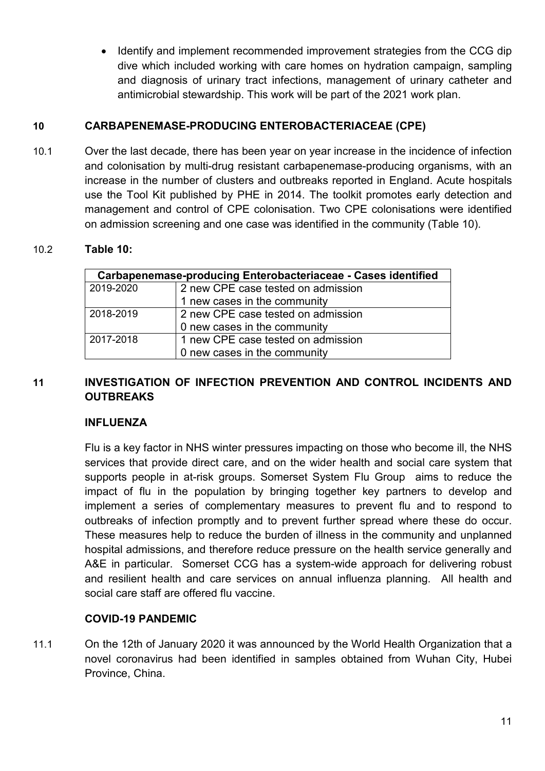- Identify and implement recommended improvement strategies from the CCG dip dive which included working with care homes on hydration campaign, sampling and diagnosis of urinary tract infections, management of urinary catheter and antimicrobial stewardship. This work will be part of the 2021 work plan.

## 10 CARBAPENEMASE-PRODUCING ENTEROBACTERIACEAE (CPE)

10.1 Over the last decade, there has been year on year increase in the incidence of infection and colonisation by multi-drug resistant carbapenemase-producing organisms, with an increase in the number of clusters and outbreaks reported in England. Acute hospitals use the Tool Kit published by PHE in 2014. The toolkit promotes early detection and management and control of CPE colonisation. Two CPE colonisations were identified on admission screening and one case was identified in the community (Table 10).

10.2 **Table 10:**

| Carbapenemase-producing Enterobacteriaceae - Cases identified | |
|---|---|
| 2019-2020 | 2 new CPE case tested on admission<br>1 new cases in the community |
| 2018-2019 | 2 new CPE case tested on admission<br>0 new cases in the community |
| 2017-2018 | 1 new CPE case tested on admission<br>0 new cases in the community |

## 11 INVESTIGATION OF INFECTION PREVENTION AND CONTROL INCIDENTS AND OUTBREAKS

### INFLUENZA

Flu is a key factor in NHS winter pressures impacting on those who become ill, the NHS services that provide direct care, and on the wider health and social care system that supports people in at-risk groups. Somerset System Flu Group aims to reduce the impact of flu in the population by bringing together key partners to develop and implement a series of complementary measures to prevent flu and to respond to outbreaks of infection promptly and to prevent further spread where these do occur. These measures help to reduce the burden of illness in the community and unplanned hospital admissions, and therefore reduce pressure on the health service generally and A&E in particular. Somerset CCG has a system-wide approach for delivering robust and resilient health and care services on annual influenza planning. All health and social care staff are offered flu vaccine.

### COVID-19 PANDEMIC

11.1 On the 12th of January 2020 it was announced by the World Health Organization that a novel coronavirus had been identified in samples obtained from Wuhan City, Hubei Province, China.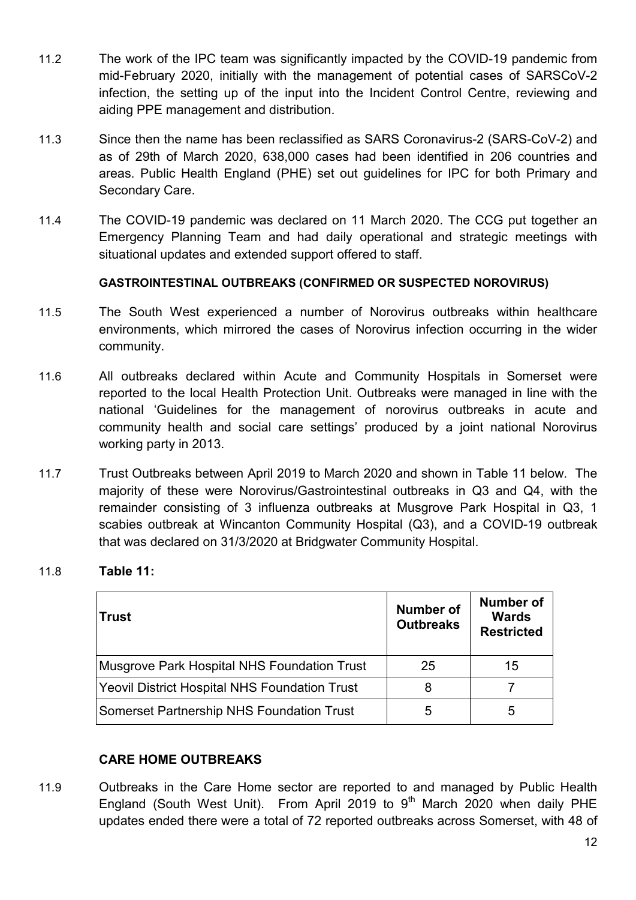11.2 The work of the IPC team was significantly impacted by the COVID-19 pandemic from mid-February 2020, initially with the management of potential cases of SARSCoV-2 infection, the setting up of the input into the Incident Control Centre, reviewing and aiding PPE management and distribution.

11.3 Since then the name has been reclassified as SARS Coronavirus-2 (SARS-CoV-2) and as of 29th of March 2020, 638,000 cases had been identified in 206 countries and areas. Public Health England (PHE) set out guidelines for IPC for both Primary and Secondary Care.

11.4 The COVID-19 pandemic was declared on 11 March 2020. The CCG put together an Emergency Planning Team and had daily operational and strategic meetings with situational updates and extended support offered to staff.

**GASTROINTESTINAL OUTBREAKS (CONFIRMED OR SUSPECTED NOROVIRUS)**

11.5 The South West experienced a number of Norovirus outbreaks within healthcare environments, which mirrored the cases of Norovirus infection occurring in the wider community.

11.6 All outbreaks declared within Acute and Community Hospitals in Somerset were reported to the local Health Protection Unit. Outbreaks were managed in line with the national 'Guidelines for the management of norovirus outbreaks in acute and community health and social care settings' produced by a joint national Norovirus working party in 2013.

11.7 Trust Outbreaks between April 2019 to March 2020 and shown in Table 11 below. The majority of these were Norovirus/Gastrointestinal outbreaks in Q3 and Q4, with the remainder consisting of 3 influenza outbreaks at Musgrove Park Hospital in Q3, 1 scabies outbreak at Wincanton Community Hospital (Q3), and a COVID-19 outbreak that was declared on 31/3/2020 at Bridgwater Community Hospital.

11.8 **Table 11:**

| Trust | Number of Outbreaks | Number of Wards Restricted |
|---|---|---|
| Musgrove Park Hospital NHS Foundation Trust | 25 | 15 |
| Yeovil District Hospital NHS Foundation Trust | 8 | 7 |
| Somerset Partnership NHS Foundation Trust | 5 | 5 |

**CARE HOME OUTBREAKS**

11.9 Outbreaks in the Care Home sector are reported to and managed by Public Health England (South West Unit). From April 2019 to 9th March 2020 when daily PHE updates ended there were a total of 72 reported outbreaks across Somerset, with 48 of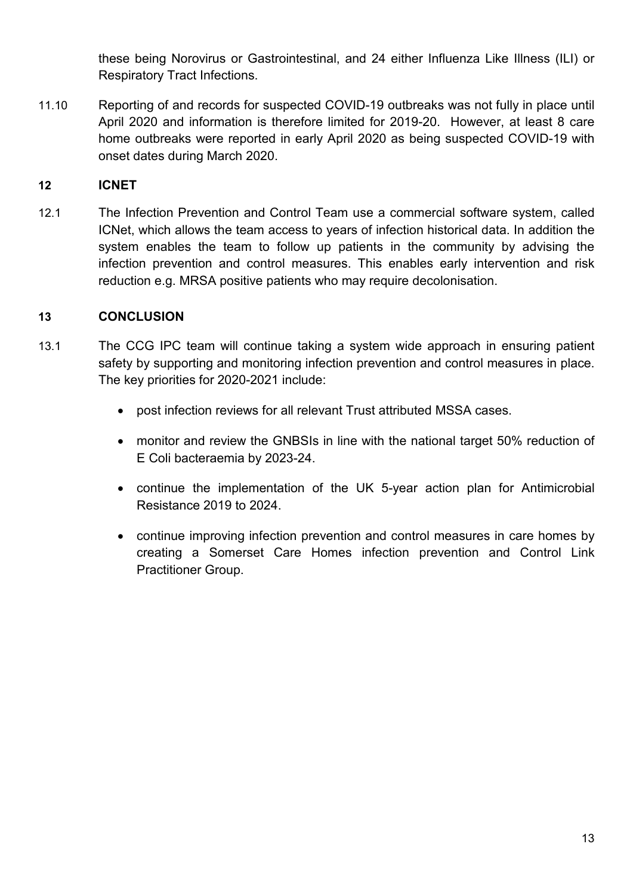these being Norovirus or Gastrointestinal, and 24 either Influenza Like Illness (ILI) or Respiratory Tract Infections.

11.10 Reporting of and records for suspected COVID-19 outbreaks was not fully in place until April 2020 and information is therefore limited for 2019-20. However, at least 8 care home outbreaks were reported in early April 2020 as being suspected COVID-19 with onset dates during March 2020.

## 12 ICNET

12.1 The Infection Prevention and Control Team use a commercial software system, called ICNet, which allows the team access to years of infection historical data. In addition the system enables the team to follow up patients in the community by advising the infection prevention and control measures. This enables early intervention and risk reduction e.g. MRSA positive patients who may require decolonisation.

## 13 CONCLUSION

13.1 The CCG IPC team will continue taking a system wide approach in ensuring patient safety by supporting and monitoring infection prevention and control measures in place. The key priorities for 2020-2021 include:

- post infection reviews for all relevant Trust attributed MSSA cases.
- monitor and review the GNBSIs in line with the national target 50% reduction of E Coli bacteraemia by 2023-24.
- continue the implementation of the UK 5-year action plan for Antimicrobial Resistance 2019 to 2024.
- continue improving infection prevention and control measures in care homes by creating a Somerset Care Homes infection prevention and Control Link Practitioner Group.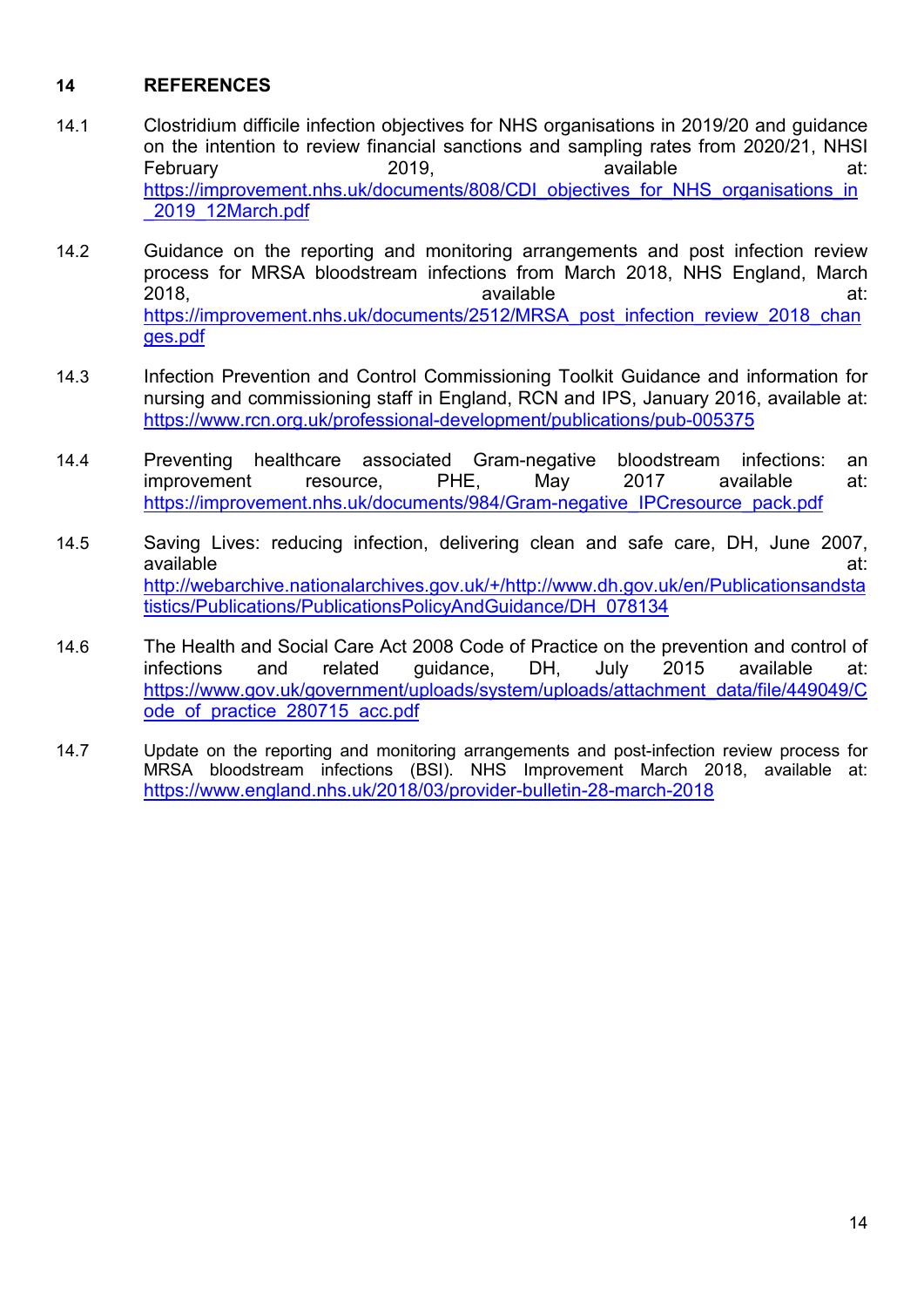## 14 REFERENCES

14.1 Clostridium difficile infection objectives for NHS organisations in 2019/20 and guidance on the intention to review financial sanctions and sampling rates from 2020/21, NHSI February 2019, available at: https://improvement.nhs.uk/documents/808/CDI_objectives_for_NHS_organisations_in_2019_12March.pdf

14.2 Guidance on the reporting and monitoring arrangements and post infection review process for MRSA bloodstream infections from March 2018, NHS England, March 2018, available at: https://improvement.nhs.uk/documents/2512/MRSA_post_infection_review_2018_changes.pdf

14.3 Infection Prevention and Control Commissioning Toolkit Guidance and information for nursing and commissioning staff in England, RCN and IPS, January 2016, available at: https://www.rcn.org.uk/professional-development/publications/pub-005375

14.4 Preventing healthcare associated Gram-negative bloodstream infections: an improvement resource, PHE, May 2017 available at: https://improvement.nhs.uk/documents/984/Gram-negative_IPCresource_pack.pdf

14.5 Saving Lives: reducing infection, delivering clean and safe care, DH, June 2007, available at: http://webarchive.nationalarchives.gov.uk/+/http://www.dh.gov.uk/en/Publicationsandstatistics/Publications/PublicationsPolicyAndGuidance/DH_078134

14.6 The Health and Social Care Act 2008 Code of Practice on the prevention and control of infections and related guidance, DH, July 2015 available at: https://www.gov.uk/government/uploads/system/uploads/attachment_data/file/449049/Code_of_practice_280715_acc.pdf

14.7 Update on the reporting and monitoring arrangements and post-infection review process for MRSA bloodstream infections (BSI). NHS Improvement March 2018, available at: https://www.england.nhs.uk/2018/03/provider-bulletin-28-march-2018